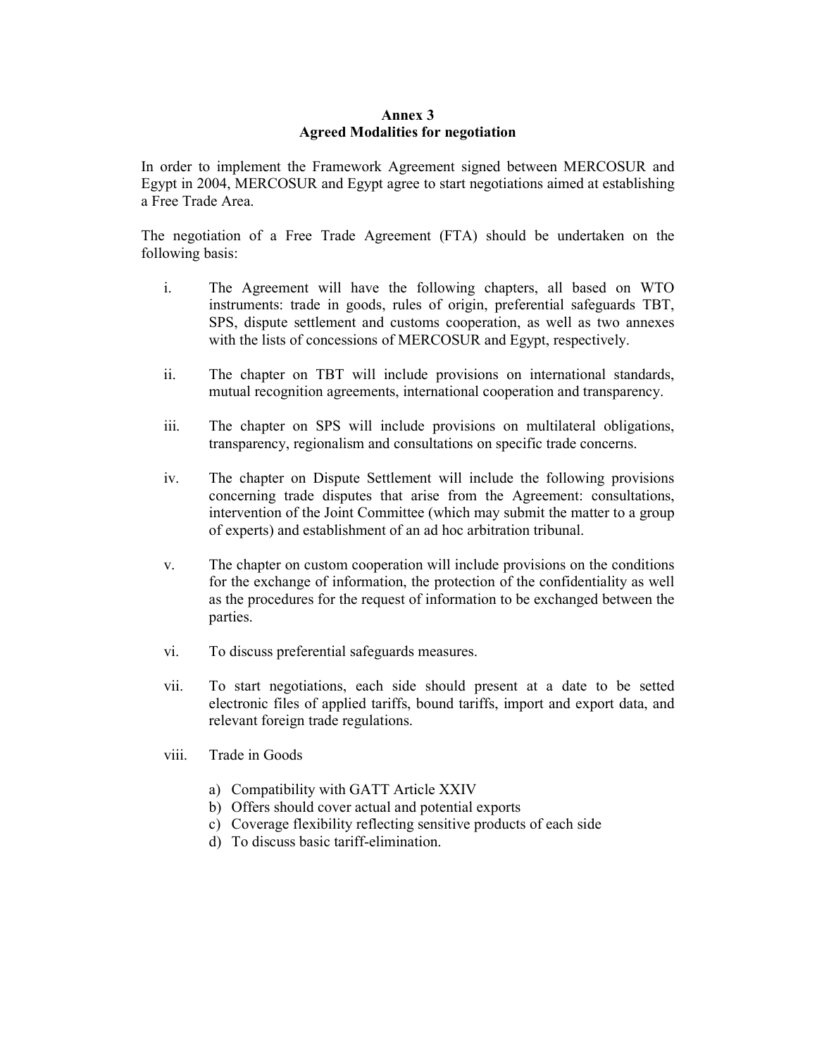# Annex 3
## Agreed Modalities for negotiation

In order to implement the Framework Agreement signed between MERCOSUR and Egypt in 2004, MERCOSUR and Egypt agree to start negotiations aimed at establishing a Free Trade Area.

The negotiation of a Free Trade Agreement (FTA) should be undertaken on the following basis:

i. The Agreement will have the following chapters, all based on WTO instruments: trade in goods, rules of origin, preferential safeguards TBT, SPS, dispute settlement and customs cooperation, as well as two annexes with the lists of concessions of MERCOSUR and Egypt, respectively.

ii. The chapter on TBT will include provisions on international standards, mutual recognition agreements, international cooperation and transparency.

iii. The chapter on SPS will include provisions on multilateral obligations, transparency, regionalism and consultations on specific trade concerns.

iv. The chapter on Dispute Settlement will include the following provisions concerning trade disputes that arise from the Agreement: consultations, intervention of the Joint Committee (which may submit the matter to a group of experts) and establishment of an ad hoc arbitration tribunal.

v. The chapter on custom cooperation will include provisions on the conditions for the exchange of information, the protection of the confidentiality as well as the procedures for the request of information to be exchanged between the parties.

vi. To discuss preferential safeguards measures.

vii. To start negotiations, each side should present at a date to be setted electronic files of applied tariffs, bound tariffs, import and export data, and relevant foreign trade regulations.

viii. Trade in Goods

   a) Compatibility with GATT Article XXIV
   b) Offers should cover actual and potential exports
   c) Coverage flexibility reflecting sensitive products of each side
   d) To discuss basic tariff-elimination.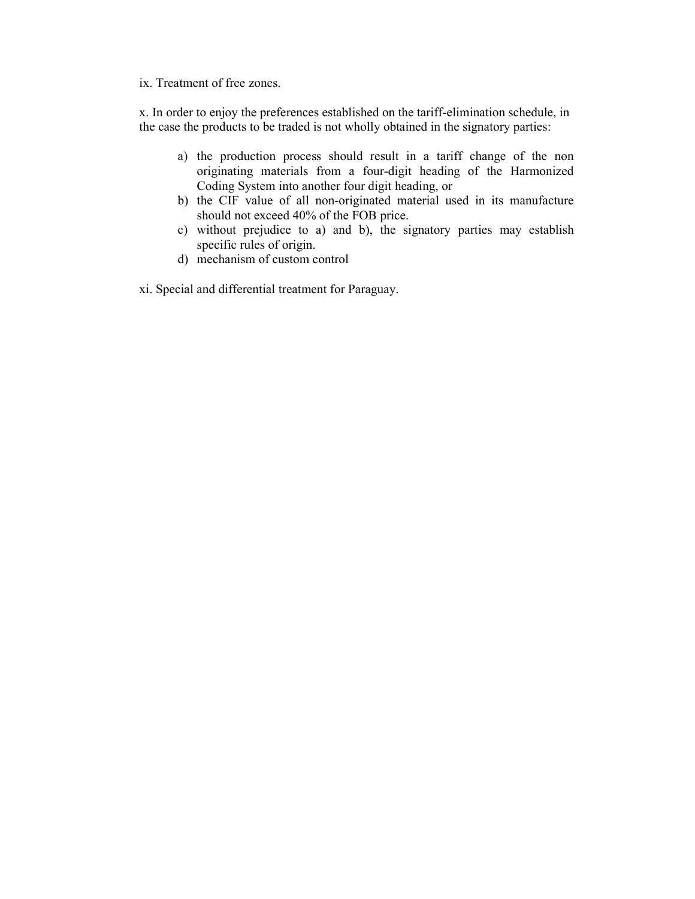ix. Treatment of free zones.

x. In order to enjoy the preferences established on the tariff-elimination schedule, in the case the products to be traded is not wholly obtained in the signatory parties:

a) the production process should result in a tariff change of the non originating materials from a four-digit heading of the Harmonized Coding System into another four digit heading, or
b) the CIF value of all non-originated material used in its manufacture should not exceed 40% of the FOB price.
c) without prejudice to a) and b), the signatory parties may establish specific rules of origin.
d) mechanism of custom control

xi. Special and differential treatment for Paraguay.